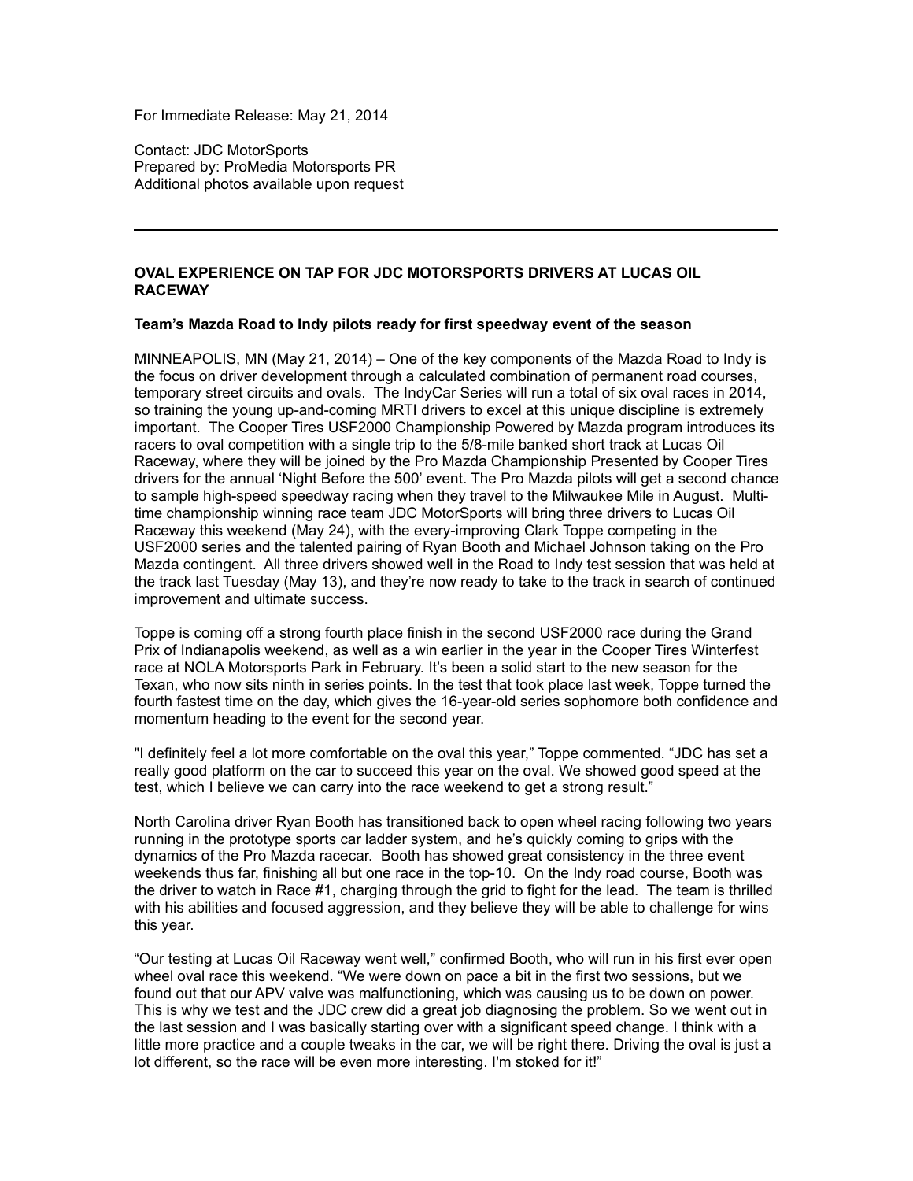For Immediate Release: May 21, 2014

Contact: JDC MotorSports
Prepared by: ProMedia Motorsports PR
Additional photos available upon request

---

**OVAL EXPERIENCE ON TAP FOR JDC MOTORSPORTS DRIVERS AT LUCAS OIL RACEWAY**

**Team's Mazda Road to Indy pilots ready for first speedway event of the season**

MINNEAPOLIS, MN (May 21, 2014) – One of the key components of the Mazda Road to Indy is the focus on driver development through a calculated combination of permanent road courses, temporary street circuits and ovals. The IndyCar Series will run a total of six oval races in 2014, so training the young up-and-coming MRTI drivers to excel at this unique discipline is extremely important. The Cooper Tires USF2000 Championship Powered by Mazda program introduces its racers to oval competition with a single trip to the 5/8-mile banked short track at Lucas Oil Raceway, where they will be joined by the Pro Mazda Championship Presented by Cooper Tires drivers for the annual 'Night Before the 500' event. The Pro Mazda pilots will get a second chance to sample high-speed speedway racing when they travel to the Milwaukee Mile in August. Multi-time championship winning race team JDC MotorSports will bring three drivers to Lucas Oil Raceway this weekend (May 24), with the every-improving Clark Toppe competing in the USF2000 series and the talented pairing of Ryan Booth and Michael Johnson taking on the Pro Mazda contingent. All three drivers showed well in the Road to Indy test session that was held at the track last Tuesday (May 13), and they're now ready to take to the track in search of continued improvement and ultimate success.

Toppe is coming off a strong fourth place finish in the second USF2000 race during the Grand Prix of Indianapolis weekend, as well as a win earlier in the year in the Cooper Tires Winterfest race at NOLA Motorsports Park in February. It's been a solid start to the new season for the Texan, who now sits ninth in series points. In the test that took place last week, Toppe turned the fourth fastest time on the day, which gives the 16-year-old series sophomore both confidence and momentum heading to the event for the second year.

"I definitely feel a lot more comfortable on the oval this year," Toppe commented. "JDC has set a really good platform on the car to succeed this year on the oval. We showed good speed at the test, which I believe we can carry into the race weekend to get a strong result."

North Carolina driver Ryan Booth has transitioned back to open wheel racing following two years running in the prototype sports car ladder system, and he's quickly coming to grips with the dynamics of the Pro Mazda racecar. Booth has showed great consistency in the three event weekends thus far, finishing all but one race in the top-10. On the Indy road course, Booth was the driver to watch in Race #1, charging through the grid to fight for the lead. The team is thrilled with his abilities and focused aggression, and they believe they will be able to challenge for wins this year.

"Our testing at Lucas Oil Raceway went well," confirmed Booth, who will run in his first ever open wheel oval race this weekend. "We were down on pace a bit in the first two sessions, but we found out that our APV valve was malfunctioning, which was causing us to be down on power. This is why we test and the JDC crew did a great job diagnosing the problem. So we went out in the last session and I was basically starting over with a significant speed change. I think with a little more practice and a couple tweaks in the car, we will be right there. Driving the oval is just a lot different, so the race will be even more interesting. I'm stoked for it!"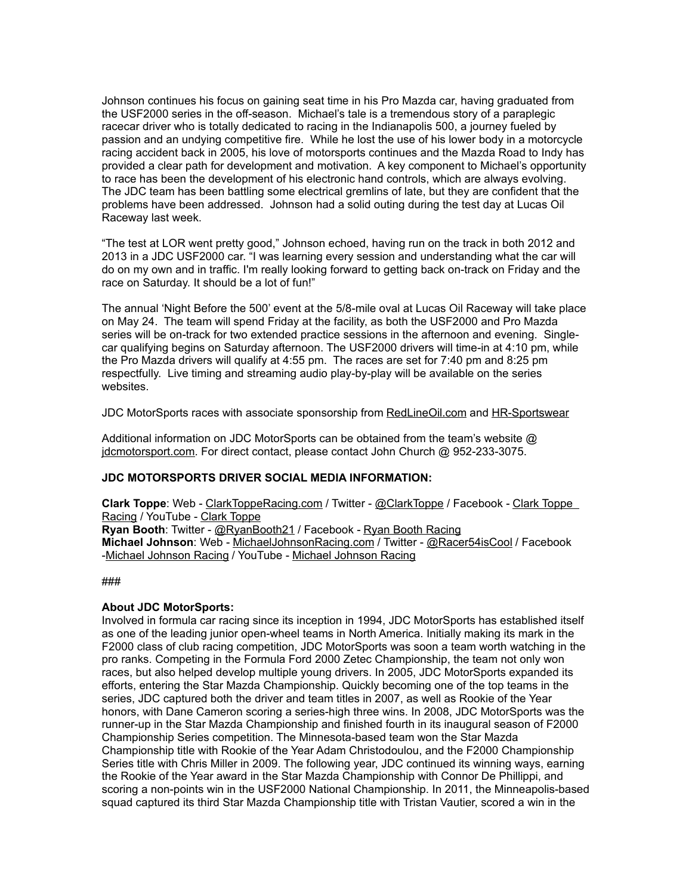Johnson continues his focus on gaining seat time in his Pro Mazda car, having graduated from the USF2000 series in the off-season. Michael's tale is a tremendous story of a paraplegic racecar driver who is totally dedicated to racing in the Indianapolis 500, a journey fueled by passion and an undying competitive fire. While he lost the use of his lower body in a motorcycle racing accident back in 2005, his love of motorsports continues and the Mazda Road to Indy has provided a clear path for development and motivation. A key component to Michael's opportunity to race has been the development of his electronic hand controls, which are always evolving. The JDC team has been battling some electrical gremlins of late, but they are confident that the problems have been addressed. Johnson had a solid outing during the test day at Lucas Oil Raceway last week.

"The test at LOR went pretty good," Johnson echoed, having run on the track in both 2012 and 2013 in a JDC USF2000 car. "I was learning every session and understanding what the car will do on my own and in traffic. I'm really looking forward to getting back on-track on Friday and the race on Saturday. It should be a lot of fun!"

The annual 'Night Before the 500' event at the 5/8-mile oval at Lucas Oil Raceway will take place on May 24. The team will spend Friday at the facility, as both the USF2000 and Pro Mazda series will be on-track for two extended practice sessions in the afternoon and evening. Single-car qualifying begins on Saturday afternoon. The USF2000 drivers will time-in at 4:10 pm, while the Pro Mazda drivers will qualify at 4:55 pm. The races are set for 7:40 pm and 8:25 pm respectfully. Live timing and streaming audio play-by-play will be available on the series websites.

JDC MotorSports races with associate sponsorship from RedLineOil.com and HR-Sportswear

Additional information on JDC MotorSports can be obtained from the team's website @ jdcmotorsport.com. For direct contact, please contact John Church @ 952-233-3075.

**JDC MOTORSPORTS DRIVER SOCIAL MEDIA INFORMATION:**

**Clark Toppe**: Web - ClarkToppeRacing.com / Twitter - @ClarkToppe / Facebook - Clark Toppe Racing / YouTube - Clark Toppe
**Ryan Booth**: Twitter - @RyanBooth21 / Facebook - Ryan Booth Racing
**Michael Johnson**: Web - MichaelJohnsonRacing.com / Twitter - @Racer54isCool / Facebook -Michael Johnson Racing / YouTube - Michael Johnson Racing

###

**About JDC MotorSports:**
Involved in formula car racing since its inception in 1994, JDC MotorSports has established itself as one of the leading junior open-wheel teams in North America. Initially making its mark in the F2000 class of club racing competition, JDC MotorSports was soon a team worth watching in the pro ranks. Competing in the Formula Ford 2000 Zetec Championship, the team not only won races, but also helped develop multiple young drivers. In 2005, JDC MotorSports expanded its efforts, entering the Star Mazda Championship. Quickly becoming one of the top teams in the series, JDC captured both the driver and team titles in 2007, as well as Rookie of the Year honors, with Dane Cameron scoring a series-high three wins. In 2008, JDC MotorSports was the runner-up in the Star Mazda Championship and finished fourth in its inaugural season of F2000 Championship Series competition. The Minnesota-based team won the Star Mazda Championship title with Rookie of the Year Adam Christodoulou, and the F2000 Championship Series title with Chris Miller in 2009. The following year, JDC continued its winning ways, earning the Rookie of the Year award in the Star Mazda Championship with Connor De Phillippi, and scoring a non-points win in the USF2000 National Championship. In 2011, the Minneapolis-based squad captured its third Star Mazda Championship title with Tristan Vautier, scored a win in the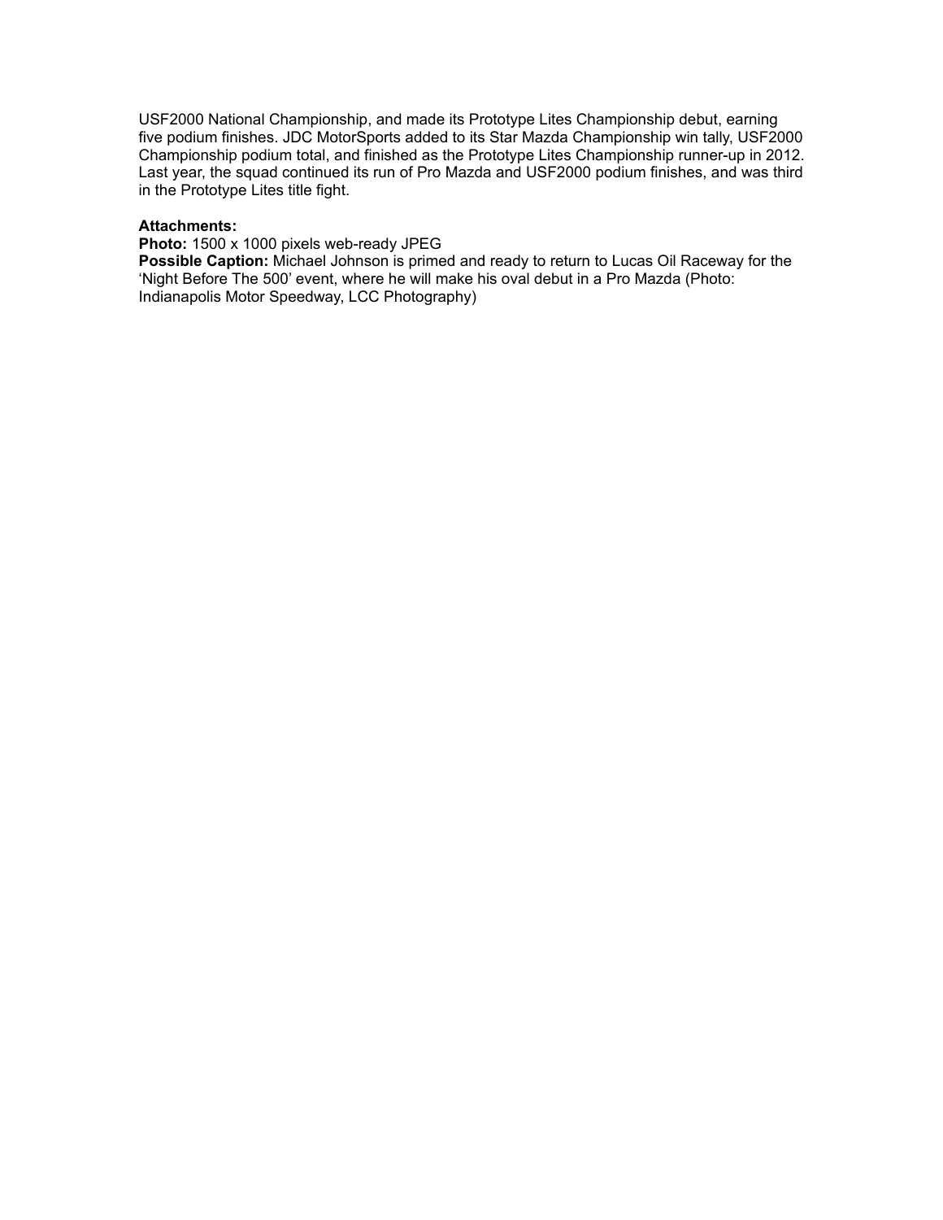USF2000 National Championship, and made its Prototype Lites Championship debut, earning five podium finishes. JDC MotorSports added to its Star Mazda Championship win tally, USF2000 Championship podium total, and finished as the Prototype Lites Championship runner-up in 2012. Last year, the squad continued its run of Pro Mazda and USF2000 podium finishes, and was third in the Prototype Lites title fight.

**Attachments:**
**Photo:** 1500 x 1000 pixels web-ready JPEG
**Possible Caption:** Michael Johnson is primed and ready to return to Lucas Oil Raceway for the 'Night Before The 500' event, where he will make his oval debut in a Pro Mazda (Photo: Indianapolis Motor Speedway, LCC Photography)